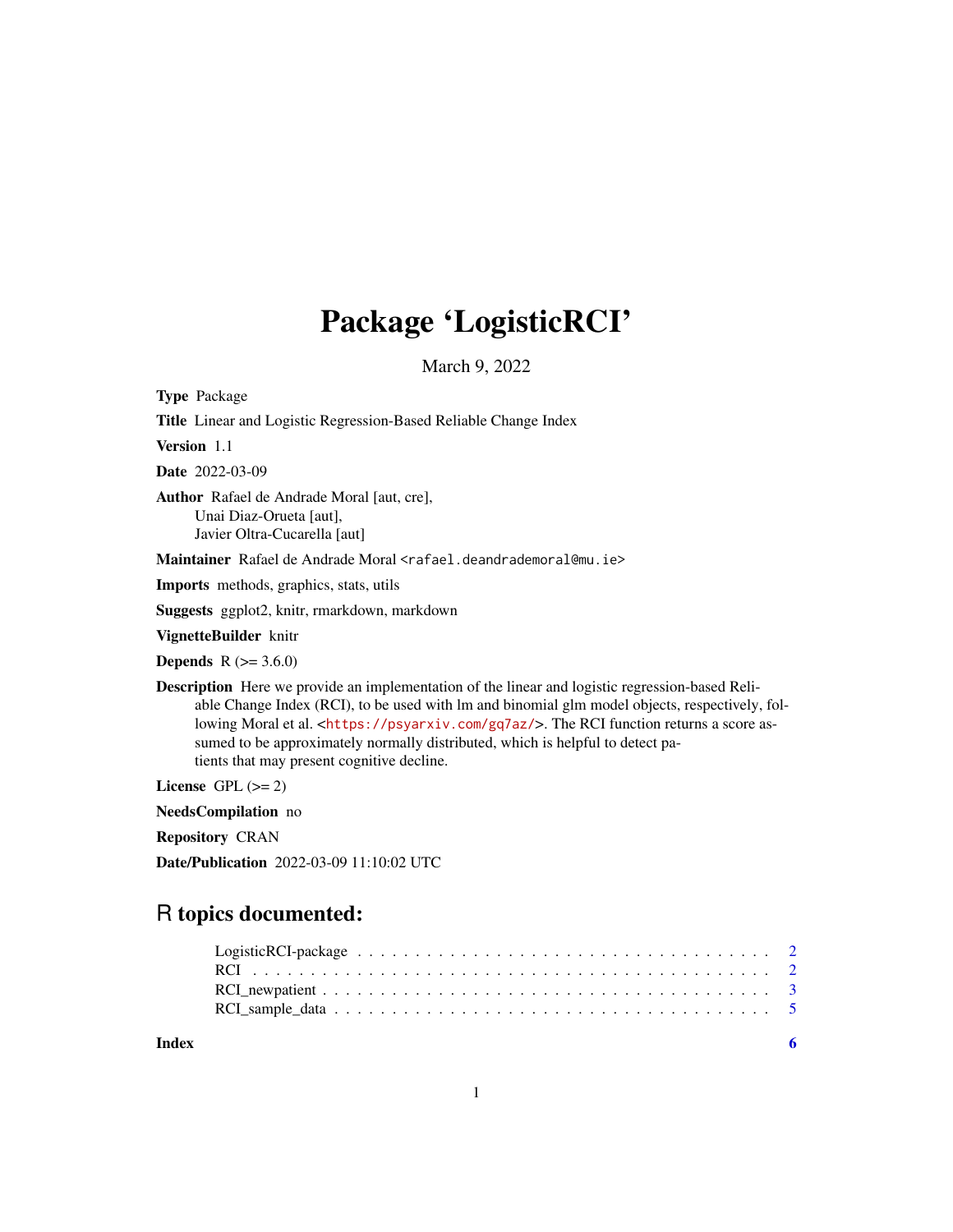# Package 'LogisticRCI'

March 9, 2022

**Type** Package

**Title** Linear and Logistic Regression-Based Reliable Change Index

**Version** 1.1

**Date** 2022-03-09

**Author** Rafael de Andrade Moral [aut, cre],
Unai Diaz-Orueta [aut],
Javier Oltra-Cucarella [aut]

**Maintainer** Rafael de Andrade Moral <rafael.deandrademoral@mu.ie>

**Imports** methods, graphics, stats, utils

**Suggests** ggplot2, knitr, rmarkdown, markdown

**VignetteBuilder** knitr

**Depends** R (>= 3.6.0)

**Description** Here we provide an implementation of the linear and logistic regression-based Reliable Change Index (RCI), to be used with lm and binomial glm model objects, respectively, following Moral et al. <https://psyarxiv.com/gq7az/>. The RCI function returns a score assumed to be approximately normally distributed, which is helpful to detect patients that may present cognitive decline.

**License** GPL (>= 2)

**NeedsCompilation** no

**Repository** CRAN

**Date/Publication** 2022-03-09 11:10:02 UTC

## R topics documented:

| | |
|---|---|
| LogisticRCI-package | 2 |
| RCI | 2 |
| RCI_newpatient | 3 |
| RCI_sample_data | 5 |
| **Index** | **6** |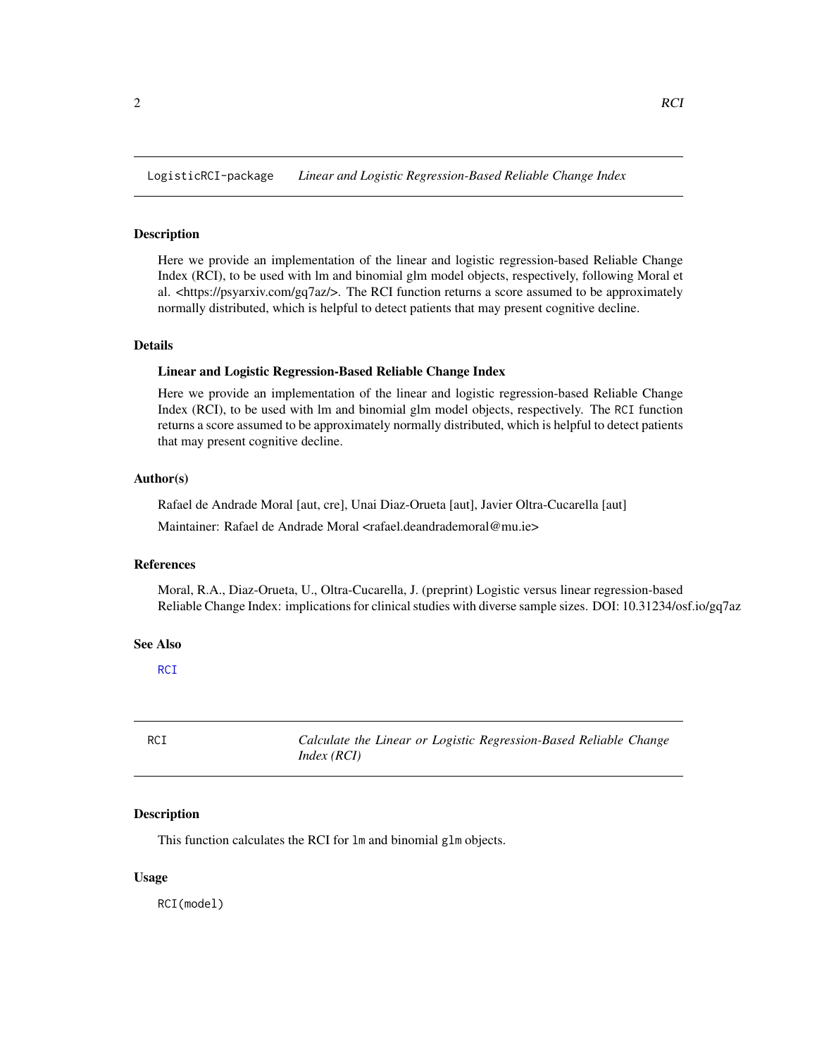## LogisticRCI-package — *Linear and Logistic Regression-Based Reliable Change Index*

### Description

Here we provide an implementation of the linear and logistic regression-based Reliable Change Index (RCI), to be used with lm and binomial glm model objects, respectively, following Moral et al. <https://psyarxiv.com/gq7az/>. The RCI function returns a score assumed to be approximately normally distributed, which is helpful to detect patients that may present cognitive decline.

### Details

**Linear and Logistic Regression-Based Reliable Change Index**

Here we provide an implementation of the linear and logistic regression-based Reliable Change Index (RCI), to be used with lm and binomial glm model objects, respectively. The `RCI` function returns a score assumed to be approximately normally distributed, which is helpful to detect patients that may present cognitive decline.

### Author(s)

Rafael de Andrade Moral [aut, cre], Unai Diaz-Orueta [aut], Javier Oltra-Cucarella [aut]

Maintainer: Rafael de Andrade Moral <rafael.deandrademoral@mu.ie>

### References

Moral, R.A., Diaz-Orueta, U., Oltra-Cucarella, J. (preprint) Logistic versus linear regression-based Reliable Change Index: implications for clinical studies with diverse sample sizes. DOI: 10.31234/osf.io/gq7az

### See Also

`RCI`

## RCI — *Calculate the Linear or Logistic Regression-Based Reliable Change Index (RCI)*

### Description

This function calculates the RCI for `lm` and binomial `glm` objects.

### Usage

```
RCI(model)
```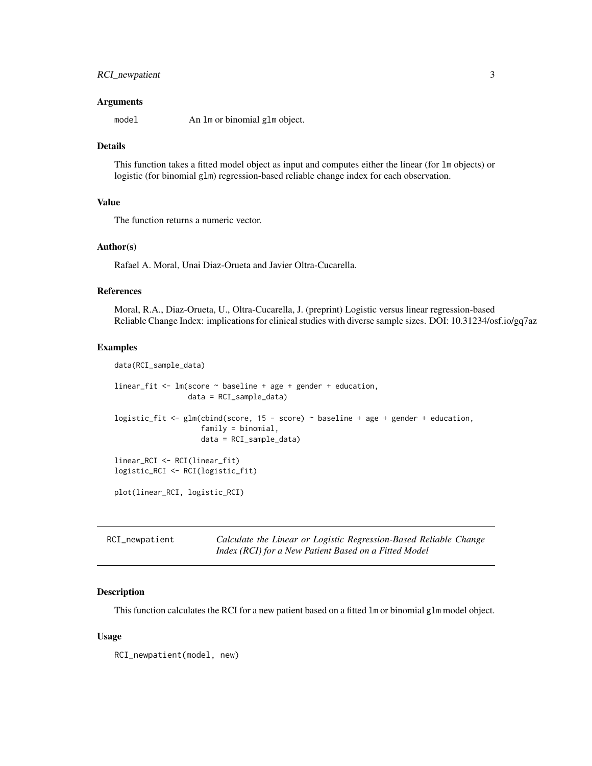### Arguments

model An lm or binomial glm object.

### Details

This function takes a fitted model object as input and computes either the linear (for lm objects) or logistic (for binomial glm) regression-based reliable change index for each observation.

### Value

The function returns a numeric vector.

### Author(s)

Rafael A. Moral, Unai Diaz-Orueta and Javier Oltra-Cucarella.

### References

Moral, R.A., Diaz-Orueta, U., Oltra-Cucarella, J. (preprint) Logistic versus linear regression-based Reliable Change Index: implications for clinical studies with diverse sample sizes. DOI: 10.31234/osf.io/gq7az

### Examples

```
data(RCI_sample_data)

linear_fit <- lm(score ~ baseline + age + gender + education,
                 data = RCI_sample_data)

logistic_fit <- glm(cbind(score, 15 - score) ~ baseline + age + gender + education,
                    family = binomial,
                    data = RCI_sample_data)

linear_RCI <- RCI(linear_fit)
logistic_RCI <- RCI(logistic_fit)

plot(linear_RCI, logistic_RCI)
```

---

## RCI_newpatient — *Calculate the Linear or Logistic Regression-Based Reliable Change Index (RCI) for a New Patient Based on a Fitted Model*

### Description

This function calculates the RCI for a new patient based on a fitted lm or binomial glm model object.

### Usage

```
RCI_newpatient(model, new)
```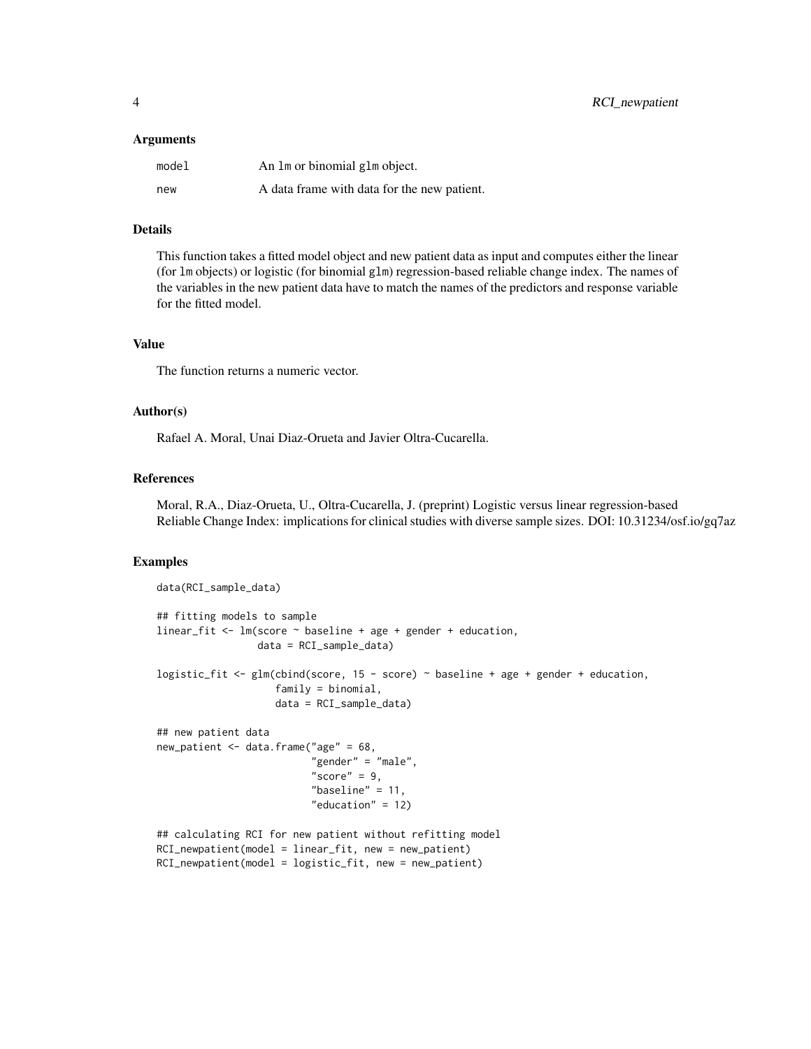### Arguments

| | |
|---|---|
| model | An lm or binomial glm object. |
| new | A data frame with data for the new patient. |

### Details

This function takes a fitted model object and new patient data as input and computes either the linear (for lm objects) or logistic (for binomial glm) regression-based reliable change index. The names of the variables in the new patient data have to match the names of the predictors and response variable for the fitted model.

### Value

The function returns a numeric vector.

### Author(s)

Rafael A. Moral, Unai Diaz-Orueta and Javier Oltra-Cucarella.

### References

Moral, R.A., Diaz-Orueta, U., Oltra-Cucarella, J. (preprint) Logistic versus linear regression-based Reliable Change Index: implications for clinical studies with diverse sample sizes. DOI: 10.31234/osf.io/gq7az

### Examples

```
data(RCI_sample_data)

## fitting models to sample
linear_fit <- lm(score ~ baseline + age + gender + education,
                 data = RCI_sample_data)

logistic_fit <- glm(cbind(score, 15 - score) ~ baseline + age + gender + education,
                    family = binomial,
                    data = RCI_sample_data)

## new patient data
new_patient <- data.frame("age" = 68,
                          "gender" = "male",
                          "score" = 9,
                          "baseline" = 11,
                          "education" = 12)

## calculating RCI for new patient without refitting model
RCI_newpatient(model = linear_fit, new = new_patient)
RCI_newpatient(model = logistic_fit, new = new_patient)
```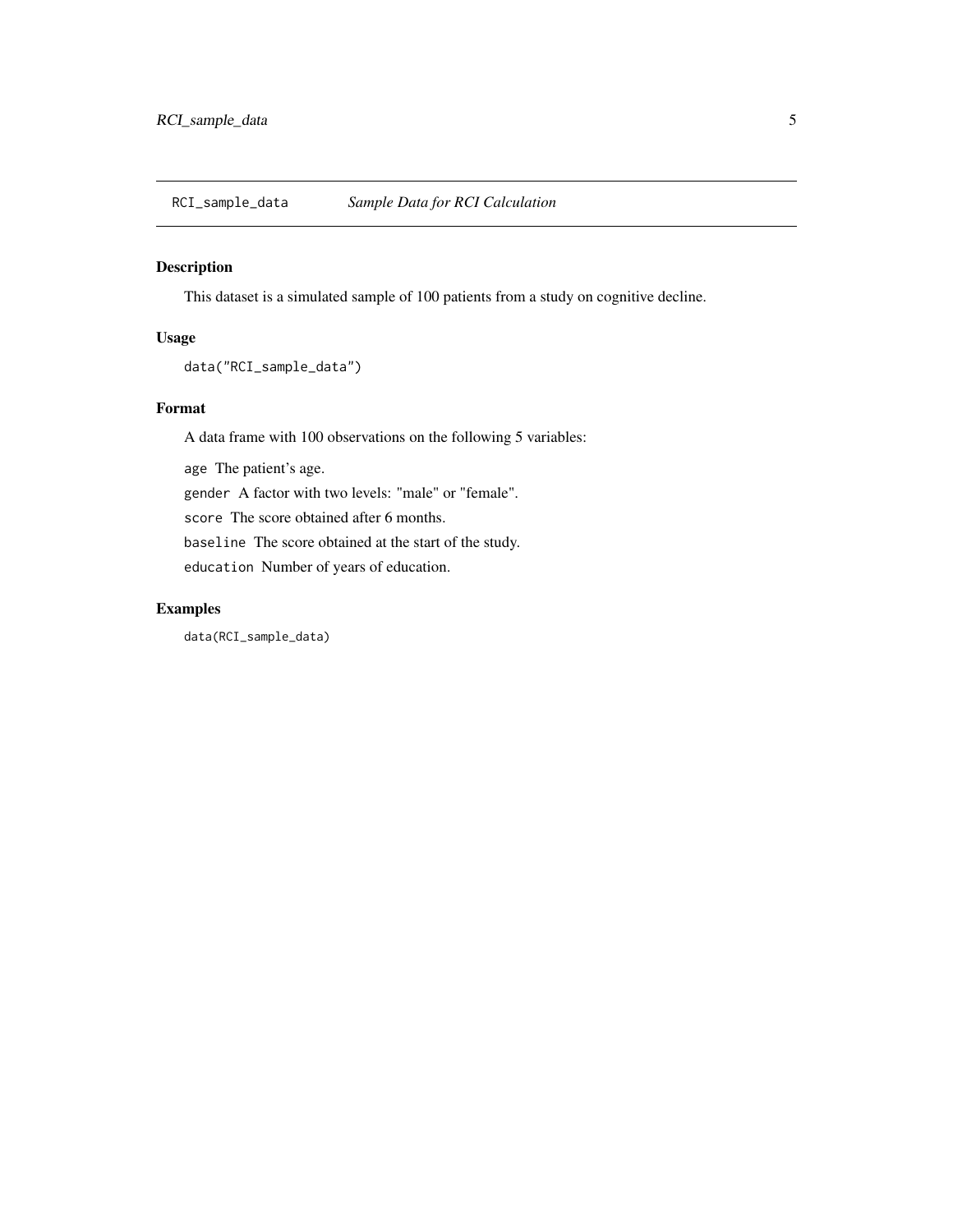`RCI_sample_data` *Sample Data for RCI Calculation*

## Description

This dataset is a simulated sample of 100 patients from a study on cognitive decline.

## Usage

```
data("RCI_sample_data")
```

## Format

A data frame with 100 observations on the following 5 variables:

`age` The patient's age.

`gender` A factor with two levels: "male" or "female".

`score` The score obtained after 6 months.

`baseline` The score obtained at the start of the study.

`education` Number of years of education.

## Examples

```
data(RCI_sample_data)
```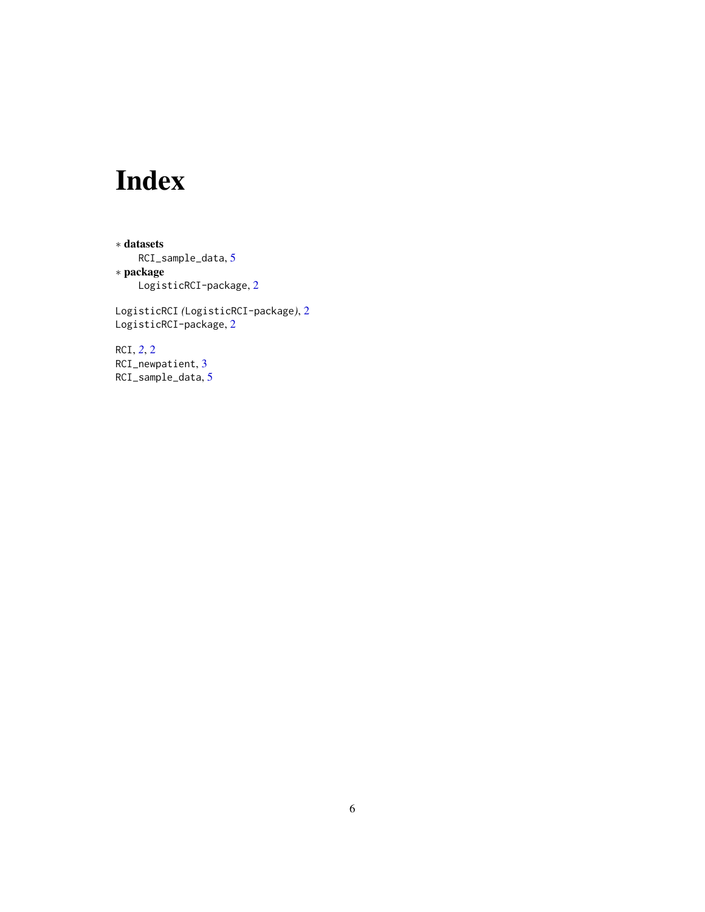# Index

∗ **datasets**
    RCI_sample_data, 5
∗ **package**
    LogisticRCI-package, 2

LogisticRCI *(*LogisticRCI-package*)*, 2
LogisticRCI-package, 2

RCI, *2*, 2
RCI_newpatient, 3
RCI_sample_data, 5